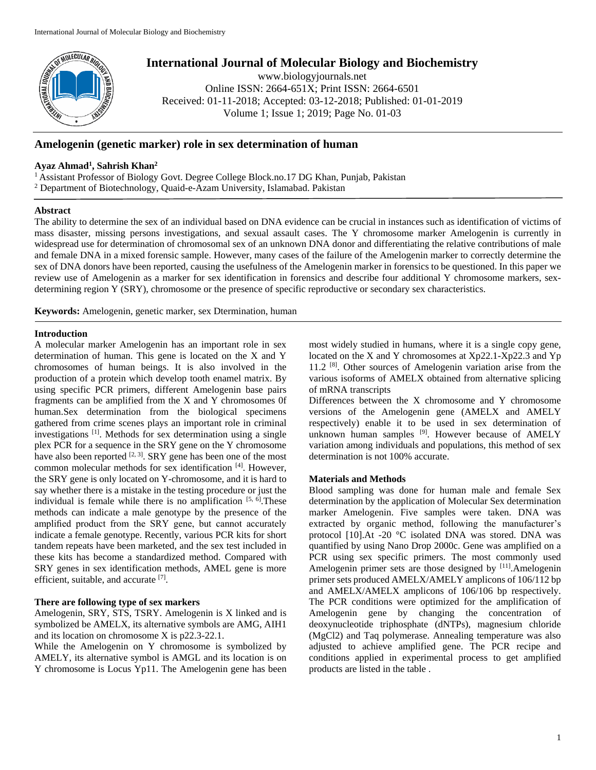# Amelogenin (genetic marker) role in sex determination of human

**Ayaz Ahmad[1], Sahrish Khan[2]**

[1] Assistant Professor of Biology Govt. Degree College Block.no.17 DG Khan, Punjab, Pakistan
[2] Department of Biotechnology, Quaid-e-Azam University, Islamabad. Pakistan

## Abstract

The ability to determine the sex of an individual based on DNA evidence can be crucial in instances such as identification of victims of mass disaster, missing persons investigations, and sexual assault cases. The Y chromosome marker Amelogenin is currently in widespread use for determination of chromosomal sex of an unknown DNA donor and differentiating the relative contributions of male and female DNA in a mixed forensic sample. However, many cases of the failure of the Amelogenin marker to correctly determine the sex of DNA donors have been reported, causing the usefulness of the Amelogenin marker in forensics to be questioned. In this paper we review use of Amelogenin as a marker for sex identification in forensics and describe four additional Y chromosome markers, sex-determining region Y (SRY), chromosome or the presence of specific reproductive or secondary sex characteristics.

**Keywords:** Amelogenin, genetic marker, sex Dtermination, human

## Introduction

A molecular marker Amelogenin has an important role in sex determination of human. This gene is located on the X and Y chromosomes of human beings. It is also involved in the production of a protein which develop tooth enamel matrix. By using specific PCR primers, different Amelogenin base pairs fragments can be amplified from the X and Y chromosomes 0f human.Sex determination from the biological specimens gathered from crime scenes plays an important role in criminal investigations [1]. Methods for sex determination using a single plex PCR for a sequence in the SRY gene on the Y chromosome have also been reported [2, 3]. SRY gene has been one of the most common molecular methods for sex identification [4]. However, the SRY gene is only located on Y-chromosome, and it is hard to say whether there is a mistake in the testing procedure or just the individual is female while there is no amplification [5, 6].These methods can indicate a male genotype by the presence of the amplified product from the SRY gene, but cannot accurately indicate a female genotype. Recently, various PCR kits for short tandem repeats have been marketed, and the sex test included in these kits has become a standardized method. Compared with SRY genes in sex identification methods, AMEL gene is more efficient, suitable, and accurate [7].

### There are following type of sex markers

Amelogenin, SRY, STS, TSRY. Amelogenin is X linked and is symbolized be AMELX, its alternative symbols are AMG, AIH1 and its location on chromosome X is p22.3-22.1.

While the Amelogenin on Y chromosome is symbolized by AMELY, its alternative symbol is AMGL and its location is on Y chromosome is Locus Yp11. The Amelogenin gene has been most widely studied in humans, where it is a single copy gene, located on the X and Y chromosomes at Xp22.1-Xp22.3 and Yp 11.2 [8]. Other sources of Amelogenin variation arise from the various isoforms of AMELX obtained from alternative splicing of mRNA transcripts

Differences between the X chromosome and Y chromosome versions of the Amelogenin gene (AMELX and AMELY respectively) enable it to be used in sex determination of unknown human samples [9]. However because of AMELY variation among individuals and populations, this method of sex determination is not 100% accurate.

## Materials and Methods

Blood sampling was done for human male and female Sex determination by the application of Molecular Sex determination marker Amelogenin. Five samples were taken. DNA was extracted by organic method, following the manufacturer's protocol [10].At -20 °C isolated DNA was stored. DNA was quantified by using Nano Drop 2000c. Gene was amplified on a PCR using sex specific primers. The most commonly used Amelogenin primer sets are those designed by [11].Amelogenin primer sets produced AMELX/AMELY amplicons of 106/112 bp and AMELX/AMELX amplicons of 106/106 bp respectively. The PCR conditions were optimized for the amplification of Amelogenin gene by changing the concentration of deoxynucleotide triphosphate (dNTPs), magnesium chloride ($MgCl_2$) and Taq polymerase. Annealing temperature was also adjusted to achieve amplified gene. The PCR recipe and conditions applied in experimental process to get amplified products are listed in the table .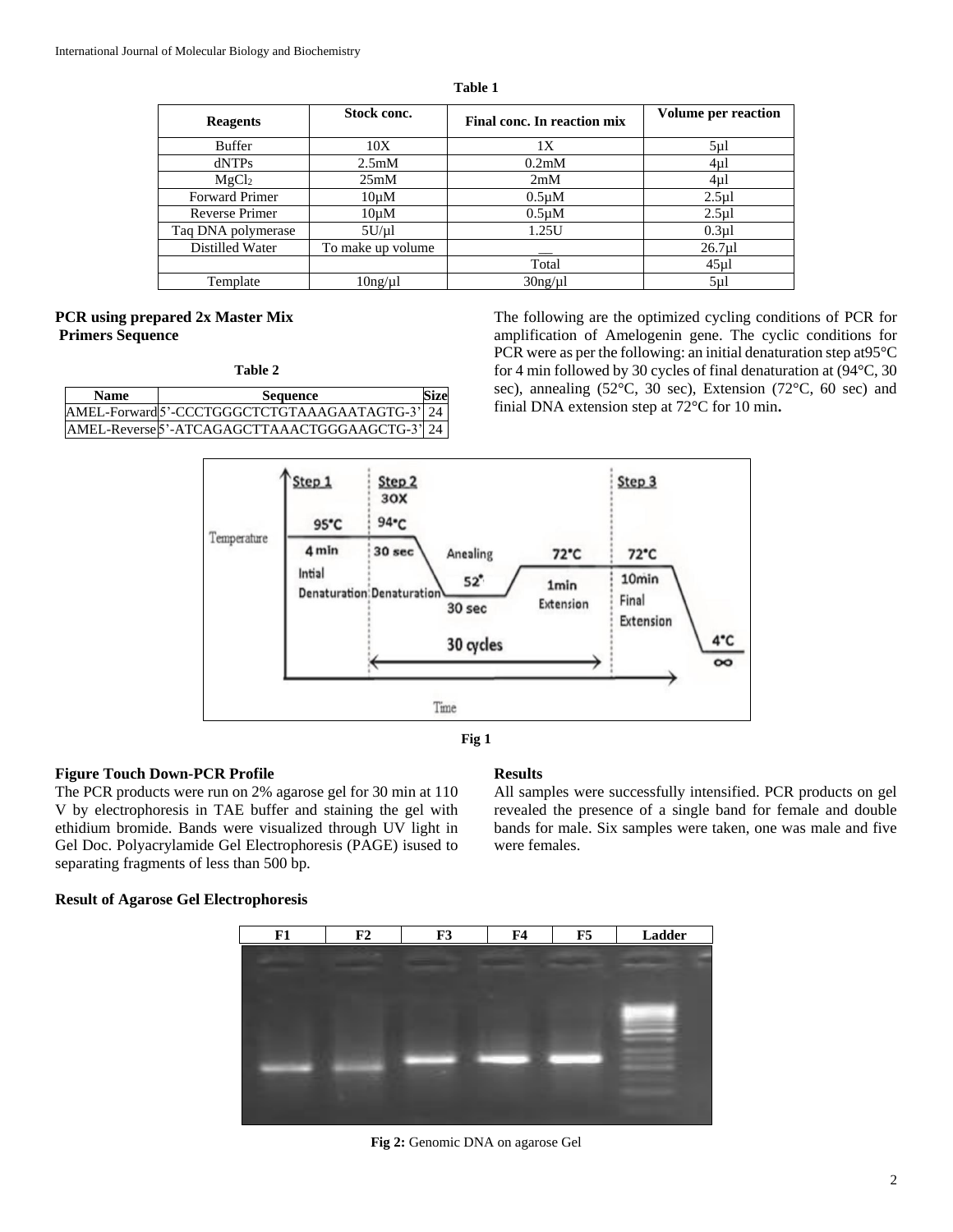**Table 1**

| Reagents | Stock conc. | Final conc. In reaction mix | Volume per reaction |
|---|---|---|---|
| Buffer | 10X | 1X | 5µl |
| dNTPs | 2.5mM | 0.2mM | 4µl |
| $MgCl_2$ | 25mM | 2mM | 4µl |
| Forward Primer | 10µM | 0.5µM | 2.5µl |
| Reverse Primer | 10µM | 0.5µM | 2.5µl |
| Taq DNA polymerase | 5U/µl | 1.25U | 0.3µl |
| Distilled Water | To make up volume | __ | 26.7µl |
| | | Total | 45µl |
| Template | 10ng/µl | 30ng/µl | 5µl |

**PCR using prepared 2x Master Mix**
**Primers Sequence**

**Table 2**

| Name | Sequence | Size |
|---|---|---|
| AMEL-Forward | 5'-CCCTGGGCTCTGTAAAGAATAGTG-3' | 24 |
| AMEL-Reverse | 5'-ATCAGAGCTTAAACTGGGAAGCTG-3' | 24 |

The following are the optimized cycling conditions of PCR for amplification of Amelogenin gene. The cyclic conditions for PCR were as per the following: an initial denaturation step at95°C for 4 min followed by 30 cycles of final denaturation at (94°C, 30 sec), annealing (52°C, 30 sec), Extension (72°C, 60 sec) and finial DNA extension step at 72°C for 10 min**.**

**Fig 1**

**Figure Touch Down-PCR Profile**

The PCR products were run on 2% agarose gel for 30 min at 110 V by electrophoresis in TAE buffer and staining the gel with ethidium bromide. Bands were visualized through UV light in Gel Doc. Polyacrylamide Gel Electrophoresis (PAGE) isused to separating fragments of less than 500 bp.

**Results**

All samples were successfully intensified. PCR products on gel revealed the presence of a single band for female and double bands for male. Six samples were taken, one was male and five were females.

**Result of Agarose Gel Electrophoresis**

**Fig 2:** Genomic DNA on agarose Gel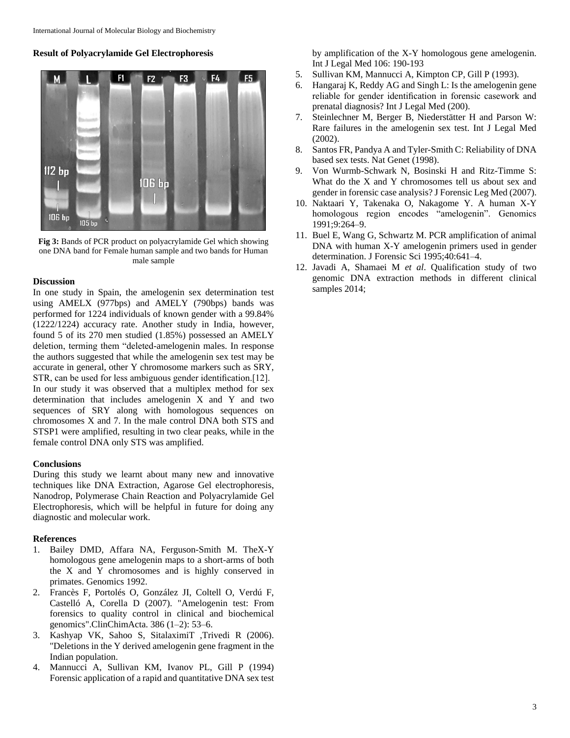### Result of Polyacrylamide Gel Electrophoresis

**Fig 3:** Bands of PCR product on polyacrylamide Gel which showing one DNA band for Female human sample and two bands for Human male sample

### Discussion

In one study in Spain, the amelogenin sex determination test using AMELX (977bps) and AMELY (790bps) bands was performed for 1224 individuals of known gender with a 99.84% (1222/1224) accuracy rate. Another study in India, however, found 5 of its 270 men studied (1.85%) possessed an AMELY deletion, terming them "deleted-amelogenin males. In response the authors suggested that while the amelogenin sex test may be accurate in general, other Y chromosome markers such as SRY, STR, can be used for less ambiguous gender identification.[12].

In our study it was observed that a multiplex method for sex determination that includes amelogenin X and Y and two sequences of SRY along with homologous sequences on chromosomes X and 7. In the male control DNA both STS and STSP1 were amplified, resulting in two clear peaks, while in the female control DNA only STS was amplified.

### Conclusions

During this study we learnt about many new and innovative techniques like DNA Extraction, Agarose Gel electrophoresis, Nanodrop, Polymerase Chain Reaction and Polyacrylamide Gel Electrophoresis, which will be helpful in future for doing any diagnostic and molecular work.

### References

1. Bailey DMD, Affara NA, Ferguson-Smith M. TheX-Y homologous gene amelogenin maps to a short-arms of both the X and Y chromosomes and is highly conserved in primates. Genomics 1992.
2. Francès F, Portolés O, González JI, Coltell O, Verdú F, Castelló A, Corella D (2007). "Amelogenin test: From forensics to quality control in clinical and biochemical genomics".ClinChimActa. 386 (1–2): 53–6.
3. Kashyap VK, Sahoo S, SitalaximiT ,Trivedi R (2006). "Deletions in the Y derived amelogenin gene fragment in the Indian population.
4. Mannucci A, Sullivan KM, Ivanov PL, Gill P (1994) Forensic application of a rapid and quantitative DNA sex test by amplification of the X-Y homologous gene amelogenin. Int J Legal Med 106: 190-193
5. Sullivan KM, Mannucci A, Kimpton CP, Gill P (1993).
6. Hangaraj K, Reddy AG and Singh L: Is the amelogenin gene reliable for gender identification in forensic casework and prenatal diagnosis? Int J Legal Med (200).
7. Steinlechner M, Berger B, Niederstätter H and Parson W: Rare failures in the amelogenin sex test. Int J Legal Med (2002).
8. Santos FR, Pandya A and Tyler-Smith C: Reliability of DNA based sex tests. Nat Genet (1998).
9. Von Wurmb-Schwark N, Bosinski H and Ritz-Timme S: What do the X and Y chromosomes tell us about sex and gender in forensic case analysis? J Forensic Leg Med (2007).
10. Naktaari Y, Takenaka O, Nakagome Y. A human X-Y homologous region encodes "amelogenin". Genomics 1991;9:264–9.
11. Buel E, Wang G, Schwartz M. PCR amplification of animal DNA with human X-Y amelogenin primers used in gender determination. J Forensic Sci 1995;40:641–4.
12. Javadi A, Shamaei M *et al*. Qualification study of two genomic DNA extraction methods in different clinical samples 2014;